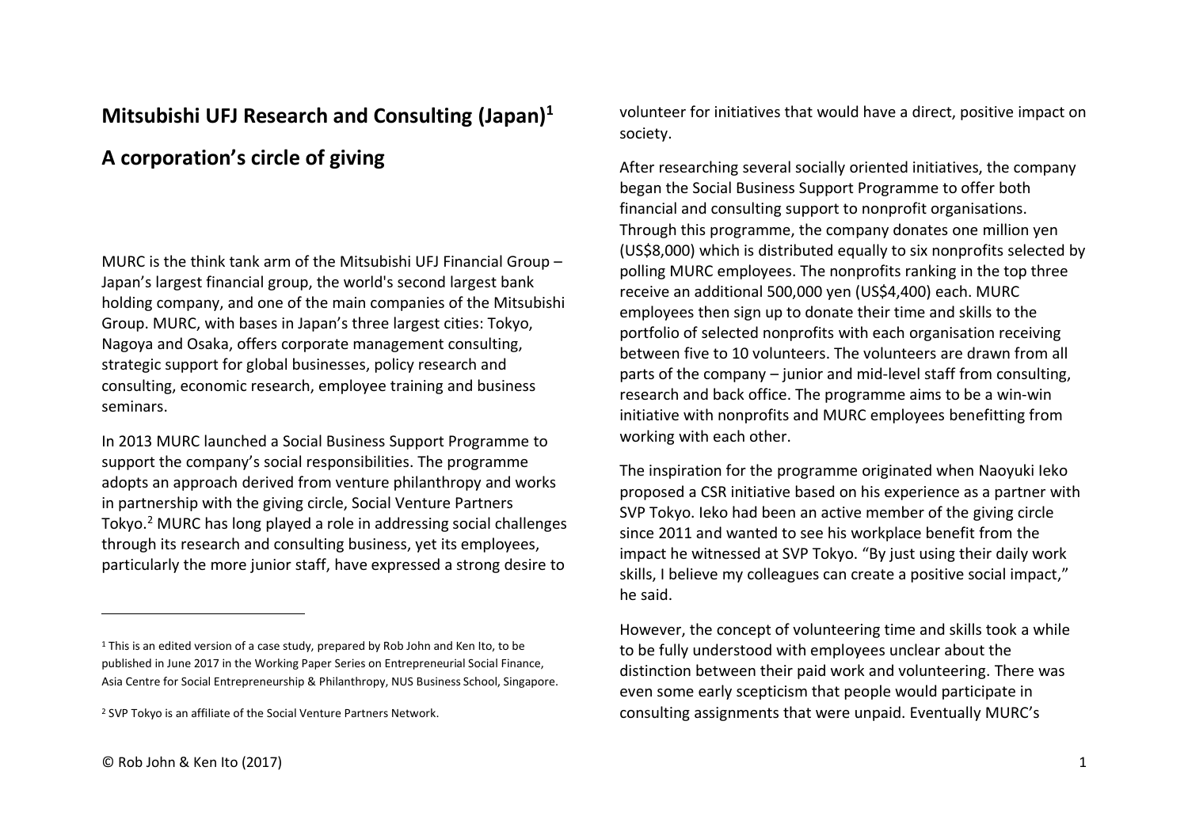# Mitsubishi UFJ Research and Consulting (Japan)[1]

## A corporation's circle of giving

MURC is the think tank arm of the Mitsubishi UFJ Financial Group – Japan's largest financial group, the world's second largest bank holding company, and one of the main companies of the Mitsubishi Group. MURC, with bases in Japan's three largest cities: Tokyo, Nagoya and Osaka, offers corporate management consulting, strategic support for global businesses, policy research and consulting, economic research, employee training and business seminars.

In 2013 MURC launched a Social Business Support Programme to support the company's social responsibilities. The programme adopts an approach derived from venture philanthropy and works in partnership with the giving circle, Social Venture Partners Tokyo.[2] MURC has long played a role in addressing social challenges through its research and consulting business, yet its employees, particularly the more junior staff, have expressed a strong desire to volunteer for initiatives that would have a direct, positive impact on society.

After researching several socially oriented initiatives, the company began the Social Business Support Programme to offer both financial and consulting support to nonprofit organisations. Through this programme, the company donates one million yen (US$8,000) which is distributed equally to six nonprofits selected by polling MURC employees. The nonprofits ranking in the top three receive an additional 500,000 yen (US$4,400) each. MURC employees then sign up to donate their time and skills to the portfolio of selected nonprofits with each organisation receiving between five to 10 volunteers. The volunteers are drawn from all parts of the company – junior and mid-level staff from consulting, research and back office. The programme aims to be a win-win initiative with nonprofits and MURC employees benefitting from working with each other.

The inspiration for the programme originated when Naoyuki Ieko proposed a CSR initiative based on his experience as a partner with SVP Tokyo. Ieko had been an active member of the giving circle since 2011 and wanted to see his workplace benefit from the impact he witnessed at SVP Tokyo. "By just using their daily work skills, I believe my colleagues can create a positive social impact," he said.

However, the concept of volunteering time and skills took a while to be fully understood with employees unclear about the distinction between their paid work and volunteering. There was even some early scepticism that people would participate in consulting assignments that were unpaid. Eventually MURC's

---

[1] This is an edited version of a case study, prepared by Rob John and Ken Ito, to be published in June 2017 in the Working Paper Series on Entrepreneurial Social Finance, Asia Centre for Social Entrepreneurship & Philanthropy, NUS Business School, Singapore.

[2] SVP Tokyo is an affiliate of the Social Venture Partners Network.

© Rob John & Ken Ito (2017)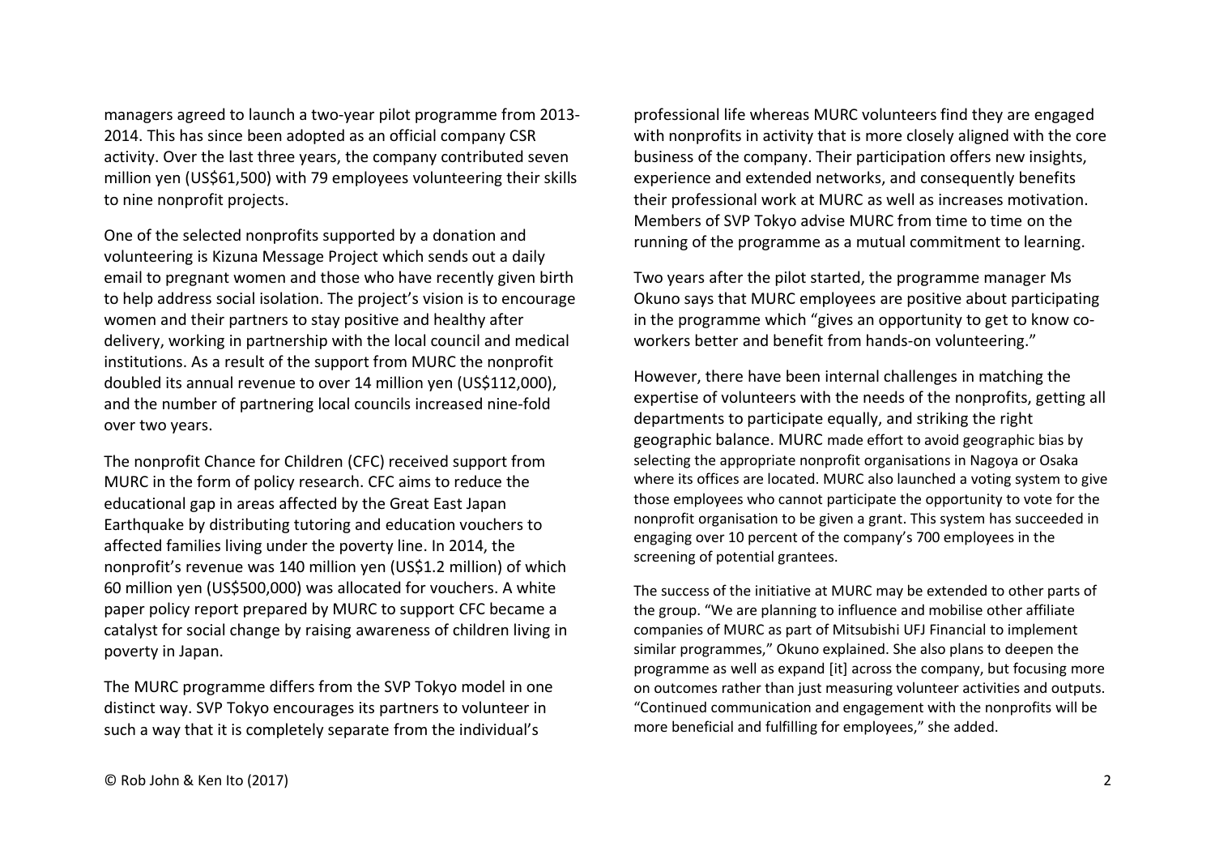managers agreed to launch a two-year pilot programme from 2013-2014. This has since been adopted as an official company CSR activity. Over the last three years, the company contributed seven million yen (US$61,500) with 79 employees volunteering their skills to nine nonprofit projects.

One of the selected nonprofits supported by a donation and volunteering is Kizuna Message Project which sends out a daily email to pregnant women and those who have recently given birth to help address social isolation. The project's vision is to encourage women and their partners to stay positive and healthy after delivery, working in partnership with the local council and medical institutions. As a result of the support from MURC the nonprofit doubled its annual revenue to over 14 million yen (US$112,000), and the number of partnering local councils increased nine-fold over two years.

The nonprofit Chance for Children (CFC) received support from MURC in the form of policy research. CFC aims to reduce the educational gap in areas affected by the Great East Japan Earthquake by distributing tutoring and education vouchers to affected families living under the poverty line. In 2014, the nonprofit's revenue was 140 million yen (US$1.2 million) of which 60 million yen (US$500,000) was allocated for vouchers. A white paper policy report prepared by MURC to support CFC became a catalyst for social change by raising awareness of children living in poverty in Japan.

The MURC programme differs from the SVP Tokyo model in one distinct way. SVP Tokyo encourages its partners to volunteer in such a way that it is completely separate from the individual's professional life whereas MURC volunteers find they are engaged with nonprofits in activity that is more closely aligned with the core business of the company. Their participation offers new insights, experience and extended networks, and consequently benefits their professional work at MURC as well as increases motivation. Members of SVP Tokyo advise MURC from time to time on the running of the programme as a mutual commitment to learning.

Two years after the pilot started, the programme manager Ms Okuno says that MURC employees are positive about participating in the programme which "gives an opportunity to get to know co-workers better and benefit from hands-on volunteering."

However, there have been internal challenges in matching the expertise of volunteers with the needs of the nonprofits, getting all departments to participate equally, and striking the right geographic balance. MURC made effort to avoid geographic bias by selecting the appropriate nonprofit organisations in Nagoya or Osaka where its offices are located. MURC also launched a voting system to give those employees who cannot participate the opportunity to vote for the nonprofit organisation to be given a grant. This system has succeeded in engaging over 10 percent of the company's 700 employees in the screening of potential grantees.

The success of the initiative at MURC may be extended to other parts of the group. "We are planning to influence and mobilise other affiliate companies of MURC as part of Mitsubishi UFJ Financial to implement similar programmes," Okuno explained. She also plans to deepen the programme as well as expand [it] across the company, but focusing more on outcomes rather than just measuring volunteer activities and outputs. "Continued communication and engagement with the nonprofits will be more beneficial and fulfilling for employees," she added.

© Rob John & Ken Ito (2017)